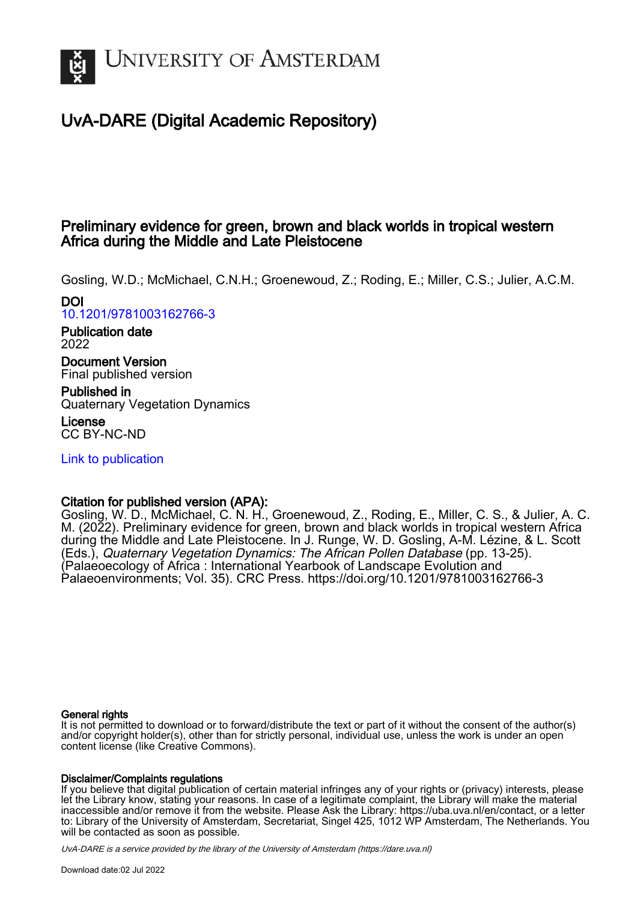# UNIVERSITY OF AMSTERDAM

## UvA-DARE (Digital Academic Repository)

### Preliminary evidence for green, brown and black worlds in tropical western Africa during the Middle and Late Pleistocene

Gosling, W.D.; McMichael, C.N.H.; Groenewoud, Z.; Roding, E.; Miller, C.S.; Julier, A.C.M.

**DOI**
10.1201/9781003162766-3

**Publication date**
2022

**Document Version**
Final published version

**Published in**
Quaternary Vegetation Dynamics

**License**
CC BY-NC-ND

Link to publication

**Citation for published version (APA):**
Gosling, W. D., McMichael, C. N. H., Groenewoud, Z., Roding, E., Miller, C. S., & Julier, A. C. M. (2022). Preliminary evidence for green, brown and black worlds in tropical western Africa during the Middle and Late Pleistocene. In J. Runge, W. D. Gosling, A-M. Lézine, & L. Scott (Eds.), *Quaternary Vegetation Dynamics: The African Pollen Database* (pp. 13-25). (Palaeoecology of Africa : International Yearbook of Landscape Evolution and Palaeoenvironments; Vol. 35). CRC Press. https://doi.org/10.1201/9781003162766-3

**General rights**
It is not permitted to download or to forward/distribute the text or part of it without the consent of the author(s) and/or copyright holder(s), other than for strictly personal, individual use, unless the work is under an open content license (like Creative Commons).

**Disclaimer/Complaints regulations**
If you believe that digital publication of certain material infringes any of your rights or (privacy) interests, please let the Library know, stating your reasons. In case of a legitimate complaint, the Library will make the material inaccessible and/or remove it from the website. Please Ask the Library: https://uba.uva.nl/en/contact, or a letter to: Library of the University of Amsterdam, Secretariat, Singel 425, 1012 WP Amsterdam, The Netherlands. You will be contacted as soon as possible.

*UvA-DARE is a service provided by the library of the University of Amsterdam (https://dare.uva.nl)*

Download date:02 Jul 2022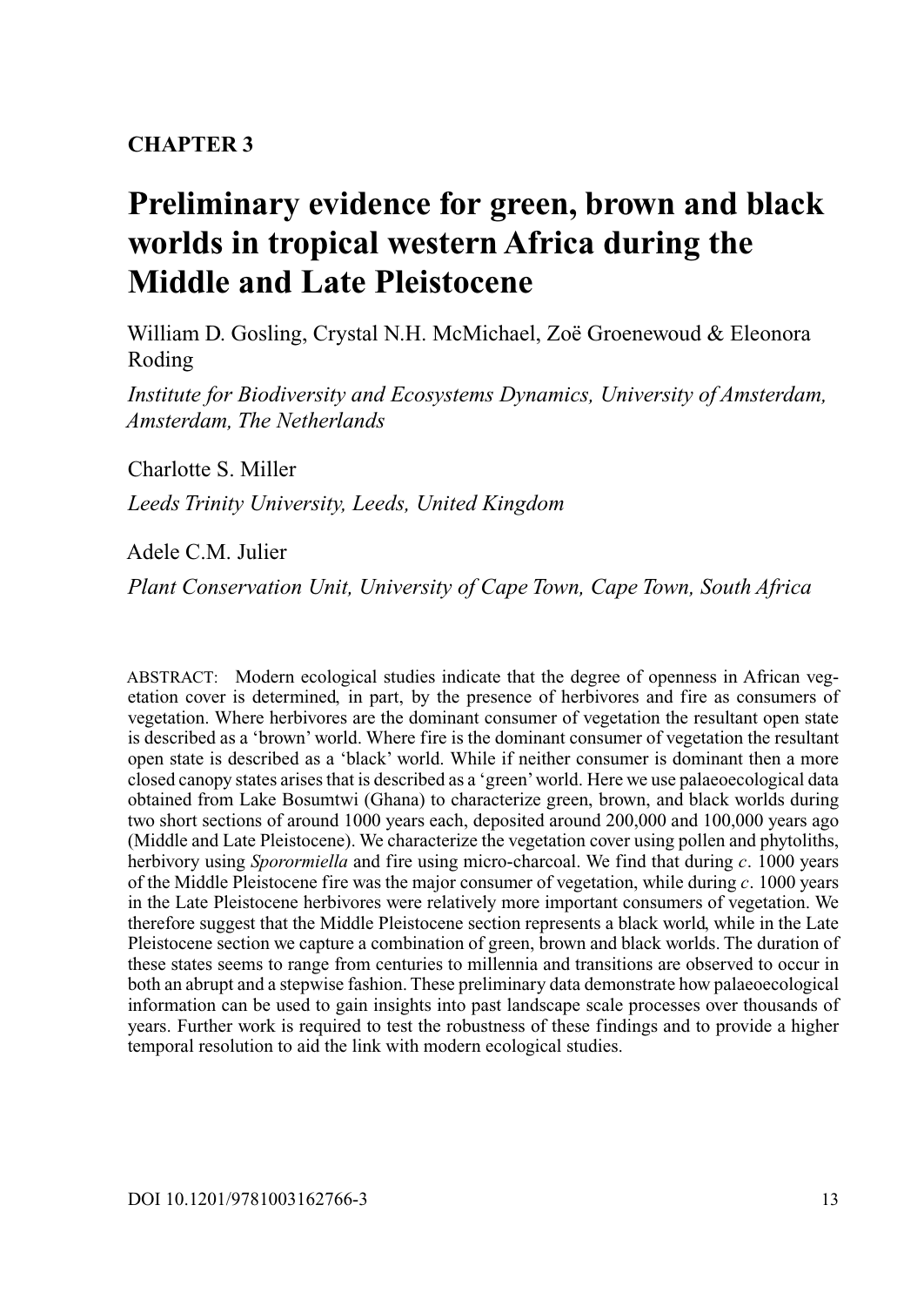**CHAPTER 3**

# Preliminary evidence for green, brown and black worlds in tropical western Africa during the Middle and Late Pleistocene

William D. Gosling, Crystal N.H. McMichael, Zoë Groenewoud & Eleonora Roding

*Institute for Biodiversity and Ecosystems Dynamics, University of Amsterdam, Amsterdam, The Netherlands*

Charlotte S. Miller

*Leeds Trinity University, Leeds, United Kingdom*

Adele C.M. Julier

*Plant Conservation Unit, University of Cape Town, Cape Town, South Africa*

ABSTRACT: Modern ecological studies indicate that the degree of openness in African vegetation cover is determined, in part, by the presence of herbivores and fire as consumers of vegetation. Where herbivores are the dominant consumer of vegetation the resultant open state is described as a 'brown' world. Where fire is the dominant consumer of vegetation the resultant open state is described as a 'black' world. While if neither consumer is dominant then a more closed canopy states arises that is described as a 'green' world. Here we use palaeoecological data obtained from Lake Bosumtwi (Ghana) to characterize green, brown, and black worlds during two short sections of around 1000 years each, deposited around 200,000 and 100,000 years ago (Middle and Late Pleistocene). We characterize the vegetation cover using pollen and phytoliths, herbivory using *Sporormiella* and fire using micro-charcoal. We find that during *c*. 1000 years of the Middle Pleistocene fire was the major consumer of vegetation, while during *c*. 1000 years in the Late Pleistocene herbivores were relatively more important consumers of vegetation. We therefore suggest that the Middle Pleistocene section represents a black world, while in the Late Pleistocene section we capture a combination of green, brown and black worlds. The duration of these states seems to range from centuries to millennia and transitions are observed to occur in both an abrupt and a stepwise fashion. These preliminary data demonstrate how palaeoecological information can be used to gain insights into past landscape scale processes over thousands of years. Further work is required to test the robustness of these findings and to provide a higher temporal resolution to aid the link with modern ecological studies.

DOI 10.1201/9781003162766-3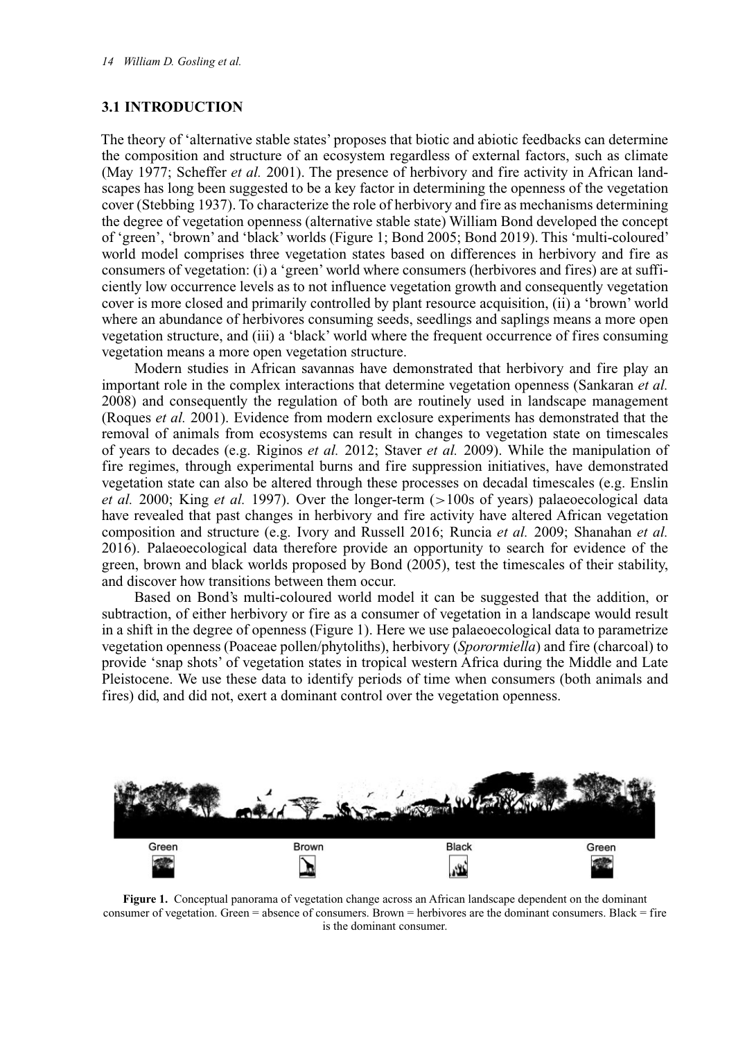### 3.1 INTRODUCTION

The theory of 'alternative stable states' proposes that biotic and abiotic feedbacks can determine the composition and structure of an ecosystem regardless of external factors, such as climate (May 1977; Scheffer *et al.* 2001). The presence of herbivory and fire activity in African landscapes has long been suggested to be a key factor in determining the openness of the vegetation cover (Stebbing 1937). To characterize the role of herbivory and fire as mechanisms determining the degree of vegetation openness (alternative stable state) William Bond developed the concept of 'green', 'brown' and 'black' worlds (Figure 1; Bond 2005; Bond 2019). This 'multi-coloured' world model comprises three vegetation states based on differences in herbivory and fire as consumers of vegetation: (i) a 'green' world where consumers (herbivores and fires) are at sufficiently low occurrence levels as to not influence vegetation growth and consequently vegetation cover is more closed and primarily controlled by plant resource acquisition, (ii) a 'brown' world where an abundance of herbivores consuming seeds, seedlings and saplings means a more open vegetation structure, and (iii) a 'black' world where the frequent occurrence of fires consuming vegetation means a more open vegetation structure.

Modern studies in African savannas have demonstrated that herbivory and fire play an important role in the complex interactions that determine vegetation openness (Sankaran *et al.* 2008) and consequently the regulation of both are routinely used in landscape management (Roques *et al.* 2001). Evidence from modern exclosure experiments has demonstrated that the removal of animals from ecosystems can result in changes to vegetation state on timescales of years to decades (e.g. Riginos *et al.* 2012; Staver *et al.* 2009). While the manipulation of fire regimes, through experimental burns and fire suppression initiatives, have demonstrated vegetation state can also be altered through these processes on decadal timescales (e.g. Enslin *et al.* 2000; King *et al.* 1997). Over the longer-term (>100s of years) palaeoecological data have revealed that past changes in herbivory and fire activity have altered African vegetation composition and structure (e.g. Ivory and Russell 2016; Runcia *et al.* 2009; Shanahan *et al.* 2016). Palaeoecological data therefore provide an opportunity to search for evidence of the green, brown and black worlds proposed by Bond (2005), test the timescales of their stability, and discover how transitions between them occur.

Based on Bond's multi-coloured world model it can be suggested that the addition, or subtraction, of either herbivory or fire as a consumer of vegetation in a landscape would result in a shift in the degree of openness (Figure 1). Here we use palaeoecological data to parametrize vegetation openness (Poaceae pollen/phytoliths), herbivory (*Sporormiella*) and fire (charcoal) to provide 'snap shots' of vegetation states in tropical western Africa during the Middle and Late Pleistocene. We use these data to identify periods of time when consumers (both animals and fires) did, and did not, exert a dominant control over the vegetation openness.

Green Brown Black Green

**Figure 1.** Conceptual panorama of vegetation change across an African landscape dependent on the dominant consumer of vegetation. Green = absence of consumers. Brown = herbivores are the dominant consumers. Black = fire is the dominant consumer.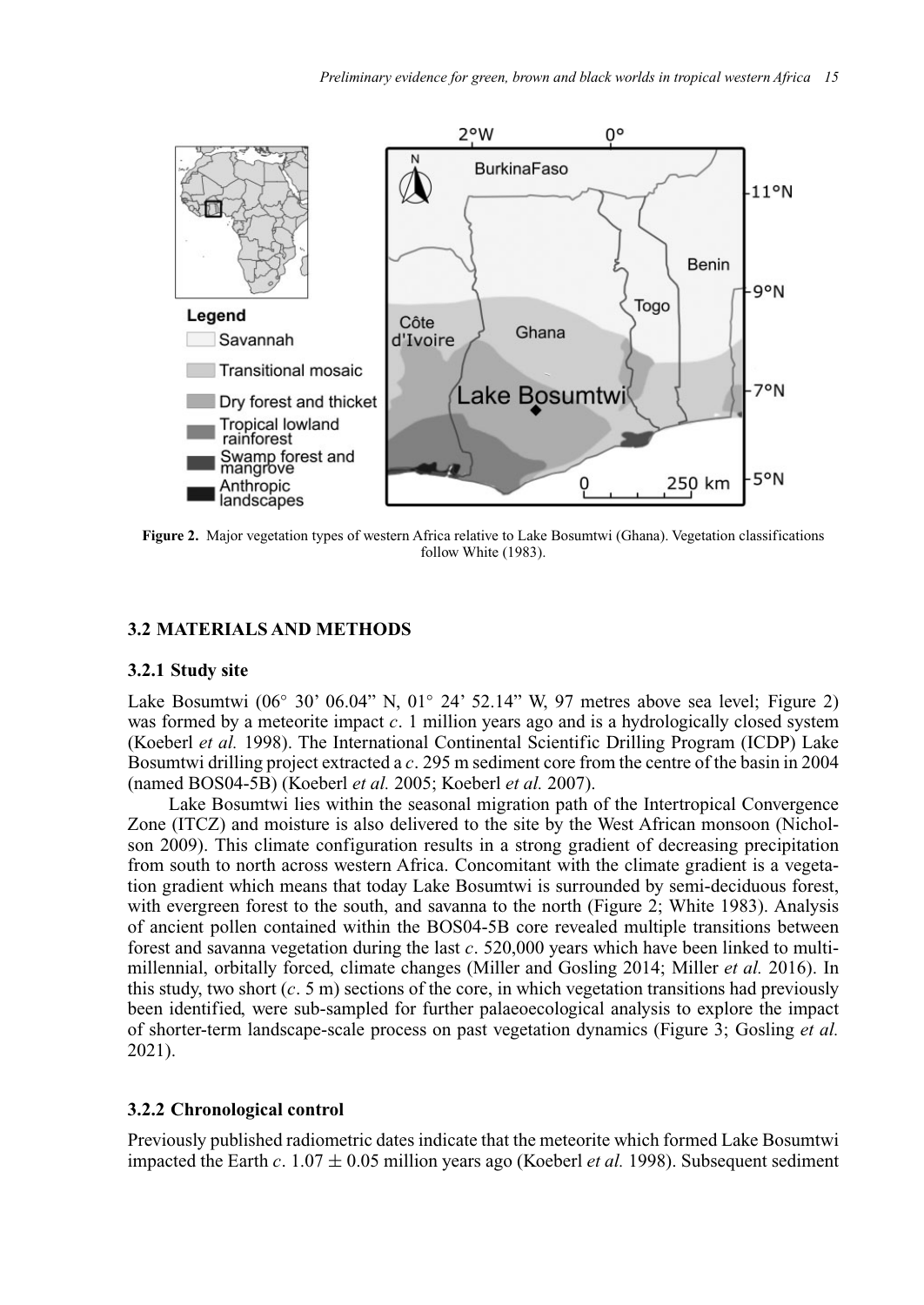2°W

0°

BurkinaFaso

11°N

Benin

9°N

Togo

Côte d'Ivoire

Ghana

7°N

Lake Bosumtwi

5°N

0

250 km

N

Legend

Savannah

Transitional mosaic

Dry forest and thicket

Tropical lowland rainforest

Swamp forest and mangrove

Anthropic landscapes

**Figure 2.** Major vegetation types of western Africa relative to Lake Bosumtwi (Ghana). Vegetation classifications follow White (1983).

## 3.2 MATERIALS AND METHODS

### 3.2.1 Study site

Lake Bosumtwi (06° 30' 06.04" N, 01° 24' 52.14" W, 97 metres above sea level; Figure 2) was formed by a meteorite impact *c*. 1 million years ago and is a hydrologically closed system (Koeberl *et al.* 1998). The International Continental Scientific Drilling Program (ICDP) Lake Bosumtwi drilling project extracted a *c*. 295 m sediment core from the centre of the basin in 2004 (named BOS04-5B) (Koeberl *et al.* 2005; Koeberl *et al.* 2007).

Lake Bosumtwi lies within the seasonal migration path of the Intertropical Convergence Zone (ITCZ) and moisture is also delivered to the site by the West African monsoon (Nicholson 2009). This climate configuration results in a strong gradient of decreasing precipitation from south to north across western Africa. Concomitant with the climate gradient is a vegetation gradient which means that today Lake Bosumtwi is surrounded by semi-deciduous forest, with evergreen forest to the south, and savanna to the north (Figure 2; White 1983). Analysis of ancient pollen contained within the BOS04-5B core revealed multiple transitions between forest and savanna vegetation during the last *c*. 520,000 years which have been linked to multi-millennial, orbitally forced, climate changes (Miller and Gosling 2014; Miller *et al.* 2016). In this study, two short (*c*. 5 m) sections of the core, in which vegetation transitions had previously been identified, were sub-sampled for further palaeoecological analysis to explore the impact of shorter-term landscape-scale process on past vegetation dynamics (Figure 3; Gosling *et al.* 2021).

### 3.2.2 Chronological control

Previously published radiometric dates indicate that the meteorite which formed Lake Bosumtwi impacted the Earth *c*. 1.07 ± 0.05 million years ago (Koeberl *et al.* 1998). Subsequent sediment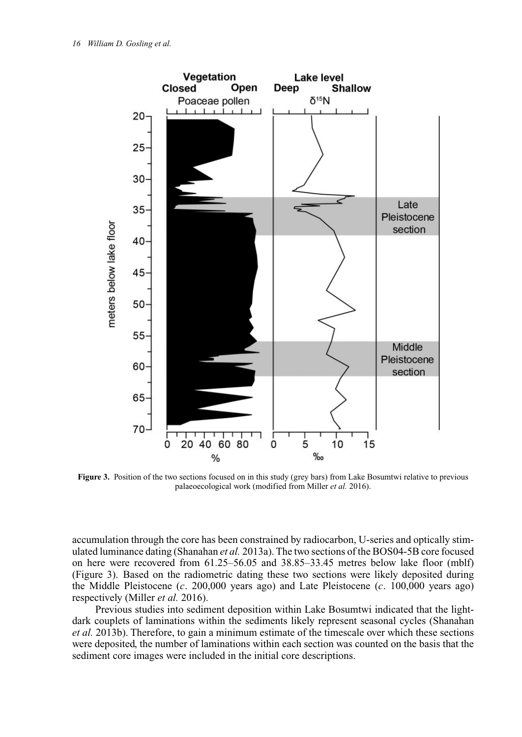Vegetation
Closed Open
Poaceae pollen

Lake level
Deep Shallow
δ15N

meters below lake floor
20
25
30
35
40
45
50
55
60
65
70

0 20 40 60 80
%

0 5 10 15
‰

Late Pleistocene section

Middle Pleistocene section

**Figure 3.** Position of the two sections focused on in this study (grey bars) from Lake Bosumtwi relative to previous palaeoecological work (modified from Miller *et al.* 2016).

accumulation through the core has been constrained by radiocarbon, U-series and optically stimulated luminance dating (Shanahan *et al.* 2013a). The two sections of the BOS04-5B core focused on here were recovered from 61.25–56.05 and 38.85–33.45 metres below lake floor (mblf) (Figure 3). Based on the radiometric dating these two sections were likely deposited during the Middle Pleistocene (*c*. 200,000 years ago) and Late Pleistocene (*c*. 100,000 years ago) respectively (Miller *et al.* 2016).

Previous studies into sediment deposition within Lake Bosumtwi indicated that the light-dark couplets of laminations within the sediments likely represent seasonal cycles (Shanahan *et al.* 2013b). Therefore, to gain a minimum estimate of the timescale over which these sections were deposited, the number of laminations within each section was counted on the basis that the sediment core images were included in the initial core descriptions.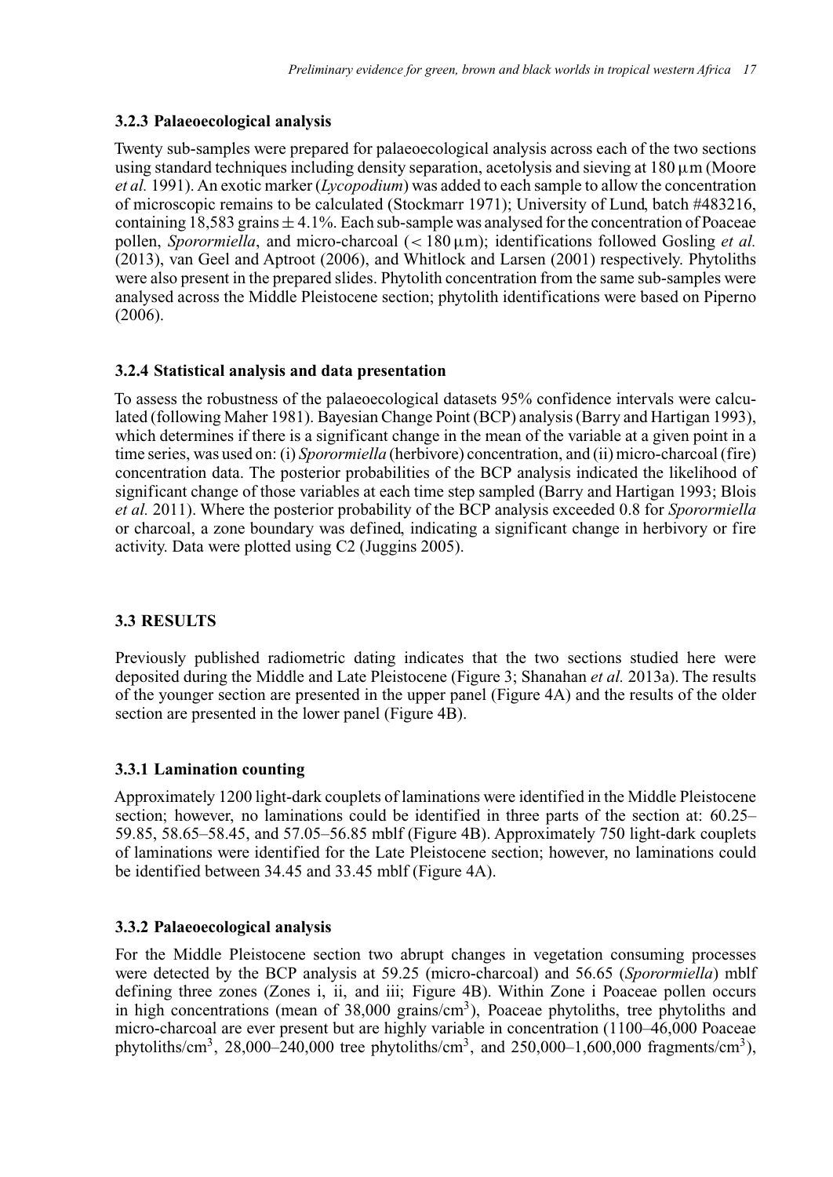### 3.2.3 Palaeoecological analysis

Twenty sub-samples were prepared for palaeoecological analysis across each of the two sections using standard techniques including density separation, acetolysis and sieving at 180 μm (Moore *et al.* 1991). An exotic marker (*Lycopodium*) was added to each sample to allow the concentration of microscopic remains to be calculated (Stockmarr 1971); University of Lund, batch #483216, containing 18,583 grains ± 4.1%. Each sub-sample was analysed for the concentration of Poaceae pollen, *Sporormiella*, and micro-charcoal (< 180 μm); identifications followed Gosling *et al.* (2013), van Geel and Aptroot (2006), and Whitlock and Larsen (2001) respectively. Phytoliths were also present in the prepared slides. Phytolith concentration from the same sub-samples were analysed across the Middle Pleistocene section; phytolith identifications were based on Piperno (2006).

### 3.2.4 Statistical analysis and data presentation

To assess the robustness of the palaeoecological datasets 95% confidence intervals were calculated (following Maher 1981). Bayesian Change Point (BCP) analysis (Barry and Hartigan 1993), which determines if there is a significant change in the mean of the variable at a given point in a time series, was used on: (i) *Sporormiella* (herbivore) concentration, and (ii) micro-charcoal (fire) concentration data. The posterior probabilities of the BCP analysis indicated the likelihood of significant change of those variables at each time step sampled (Barry and Hartigan 1993; Blois *et al.* 2011). Where the posterior probability of the BCP analysis exceeded 0.8 for *Sporormiella* or charcoal, a zone boundary was defined, indicating a significant change in herbivory or fire activity. Data were plotted using C2 (Juggins 2005).

## 3.3 RESULTS

Previously published radiometric dating indicates that the two sections studied here were deposited during the Middle and Late Pleistocene (Figure 3; Shanahan *et al.* 2013a). The results of the younger section are presented in the upper panel (Figure 4A) and the results of the older section are presented in the lower panel (Figure 4B).

### 3.3.1 Lamination counting

Approximately 1200 light-dark couplets of laminations were identified in the Middle Pleistocene section; however, no laminations could be identified in three parts of the section at: 60.25–59.85, 58.65–58.45, and 57.05–56.85 mblf (Figure 4B). Approximately 750 light-dark couplets of laminations were identified for the Late Pleistocene section; however, no laminations could be identified between 34.45 and 33.45 mblf (Figure 4A).

### 3.3.2 Palaeoecological analysis

For the Middle Pleistocene section two abrupt changes in vegetation consuming processes were detected by the BCP analysis at 59.25 (micro-charcoal) and 56.65 (*Sporormiella*) mblf defining three zones (Zones i, ii, and iii; Figure 4B). Within Zone i Poaceae pollen occurs in high concentrations (mean of 38,000 grains/cm$^3$), Poaceae phytoliths, tree phytoliths and micro-charcoal are ever present but are highly variable in concentration (1100–46,000 Poaceae phytoliths/cm$^3$, 28,000–240,000 tree phytoliths/cm$^3$, and 250,000–1,600,000 fragments/cm$^3$),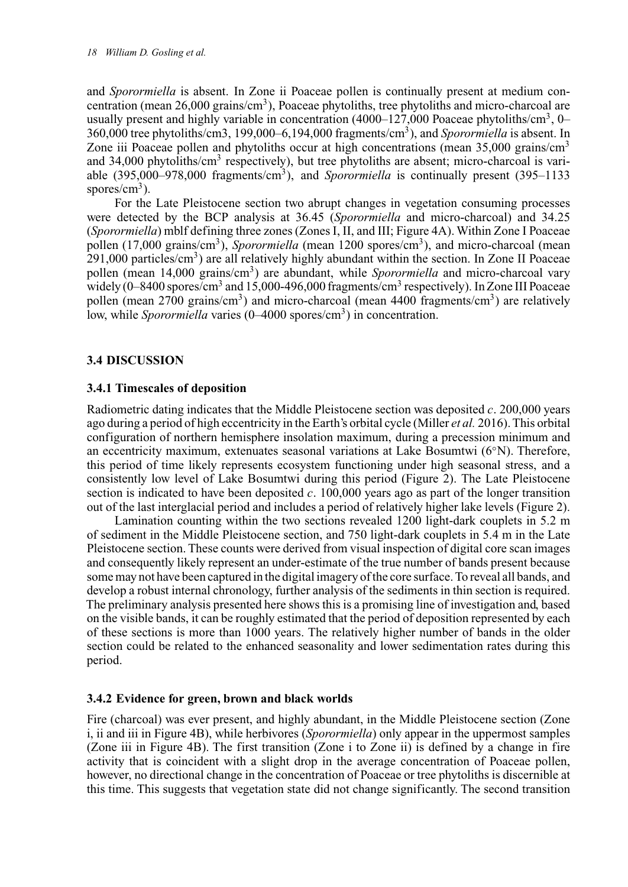and *Sporormiella* is absent. In Zone ii Poaceae pollen is continually present at medium concentration (mean 26,000 grains/cm$^3$), Poaceae phytoliths, tree phytoliths and micro-charcoal are usually present and highly variable in concentration (4000–127,000 Poaceae phytoliths/cm$^3$, 0–360,000 tree phytoliths/cm3, 199,000–6,194,000 fragments/cm$^3$), and *Sporormiella* is absent. In Zone iii Poaceae pollen and phytoliths occur at high concentrations (mean 35,000 grains/cm$^3$ and 34,000 phytoliths/cm$^3$ respectively), but tree phytoliths are absent; micro-charcoal is variable (395,000–978,000 fragments/cm$^3$), and *Sporormiella* is continually present (395–1133 spores/cm$^3$).

For the Late Pleistocene section two abrupt changes in vegetation consuming processes were detected by the BCP analysis at 36.45 (*Sporormiella* and micro-charcoal) and 34.25 (*Sporormiella*) mblf defining three zones (Zones I, II, and III; Figure 4A). Within Zone I Poaceae pollen (17,000 grains/cm$^3$), *Sporormiella* (mean 1200 spores/cm$^3$), and micro-charcoal (mean 291,000 particles/cm$^3$) are all relatively highly abundant within the section. In Zone II Poaceae pollen (mean 14,000 grains/cm$^3$) are abundant, while *Sporormiella* and micro-charcoal vary widely (0–8400 spores/cm$^3$ and 15,000-496,000 fragments/cm$^3$ respectively). In Zone III Poaceae pollen (mean 2700 grains/cm$^3$) and micro-charcoal (mean 4400 fragments/cm$^3$) are relatively low, while *Sporormiella* varies (0–4000 spores/cm$^3$) in concentration.

## 3.4 DISCUSSION

### 3.4.1 Timescales of deposition

Radiometric dating indicates that the Middle Pleistocene section was deposited *c*. 200,000 years ago during a period of high eccentricity in the Earth's orbital cycle (Miller *et al.* 2016). This orbital configuration of northern hemisphere insolation maximum, during a precession minimum and an eccentricity maximum, extenuates seasonal variations at Lake Bosumtwi (6°N). Therefore, this period of time likely represents ecosystem functioning under high seasonal stress, and a consistently low level of Lake Bosumtwi during this period (Figure 2). The Late Pleistocene section is indicated to have been deposited *c*. 100,000 years ago as part of the longer transition out of the last interglacial period and includes a period of relatively higher lake levels (Figure 2).

Lamination counting within the two sections revealed 1200 light-dark couplets in 5.2 m of sediment in the Middle Pleistocene section, and 750 light-dark couplets in 5.4 m in the Late Pleistocene section. These counts were derived from visual inspection of digital core scan images and consequently likely represent an under-estimate of the true number of bands present because some may not have been captured in the digital imagery of the core surface. To reveal all bands, and develop a robust internal chronology, further analysis of the sediments in thin section is required. The preliminary analysis presented here shows this is a promising line of investigation and, based on the visible bands, it can be roughly estimated that the period of deposition represented by each of these sections is more than 1000 years. The relatively higher number of bands in the older section could be related to the enhanced seasonality and lower sedimentation rates during this period.

### 3.4.2 Evidence for green, brown and black worlds

Fire (charcoal) was ever present, and highly abundant, in the Middle Pleistocene section (Zone i, ii and iii in Figure 4B), while herbivores (*Sporormiella*) only appear in the uppermost samples (Zone iii in Figure 4B). The first transition (Zone i to Zone ii) is defined by a change in fire activity that is coincident with a slight drop in the average concentration of Poaceae pollen, however, no directional change in the concentration of Poaceae or tree phytoliths is discernible at this time. This suggests that vegetation state did not change significantly. The second transition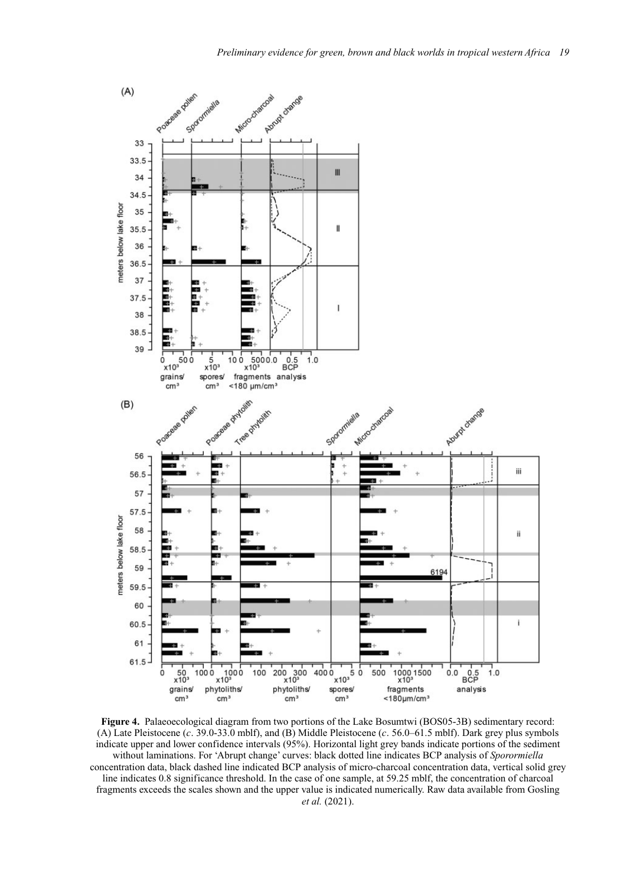(A)

Poaceae pollen
Sporormiella
Micro-charcoal
Abrupt change

33
33.5
34
34.5
35
35.5
36
36.5
37
37.5
38
38.5
39

meters below lake floor

III
II
I

0 50
x10³
grains/
cm³

0 5 10
x10³
spores/
cm³

0 500
x10³
fragments
<180 µm/cm³

0.0 0.5 1.0
BCP
analysis

(B)

Poaceae pollen
Poaceae phytolith
Tree phytolith
Sporormiella
Micro-charcoal
Aburpt change

56
56.5
57
57.5
58
58.5
59
59.5
60
60.5
61
61.5

meters below lake floor

6194

iii
ii
i

0 50 100
x10³
grains/
cm³

0 100
x10³
phytoliths/
cm³

0 100 200 300 400
x10³
phytoliths/
cm³

0 5
x10³
spores/
cm³

0 500 1000 1500
x10³
fragments
<180µm/cm³

0.0 0.5 1.0
BCP
analysis

**Figure 4.** Palaeoecological diagram from two portions of the Lake Bosumtwi (BOS05-3B) sedimentary record: (A) Late Pleistocene (*c*. 39.0-33.0 mblf), and (B) Middle Pleistocene (*c*. 56.0–61.5 mblf). Dark grey plus symbols indicate upper and lower confidence intervals (95%). Horizontal light grey bands indicate portions of the sediment without laminations. For 'Abrupt change' curves: black dotted line indicates BCP analysis of *Sporormiella* concentration data, black dashed line indicated BCP analysis of micro-charcoal concentration data, vertical solid grey line indicates 0.8 significance threshold. In the case of one sample, at 59.25 mblf, the concentration of charcoal fragments exceeds the scales shown and the upper value is indicated numerically. Raw data available from Gosling *et al.* (2021).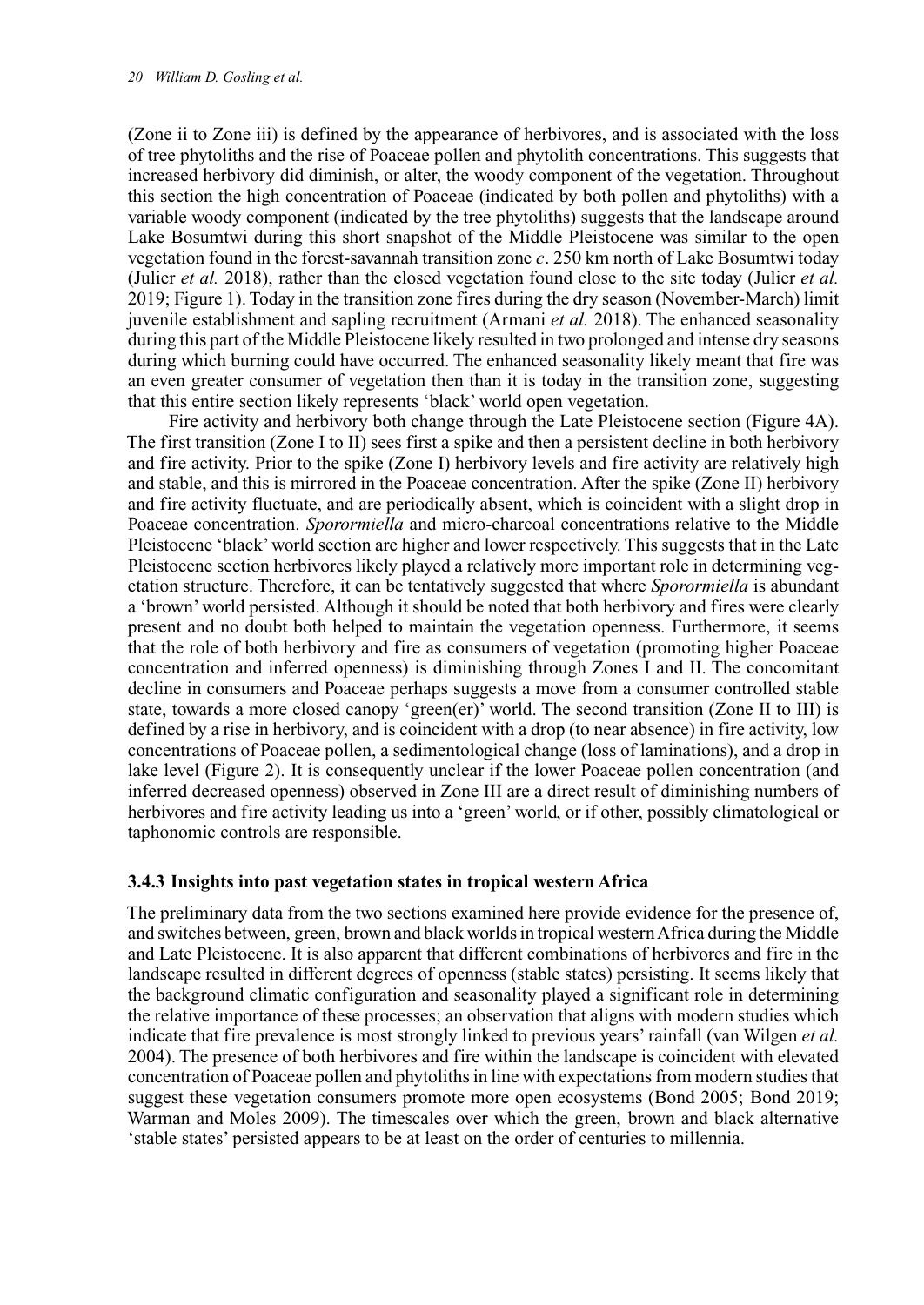(Zone ii to Zone iii) is defined by the appearance of herbivores, and is associated with the loss of tree phytoliths and the rise of Poaceae pollen and phytolith concentrations. This suggests that increased herbivory did diminish, or alter, the woody component of the vegetation. Throughout this section the high concentration of Poaceae (indicated by both pollen and phytoliths) with a variable woody component (indicated by the tree phytoliths) suggests that the landscape around Lake Bosumtwi during this short snapshot of the Middle Pleistocene was similar to the open vegetation found in the forest-savannah transition zone *c*. 250 km north of Lake Bosumtwi today (Julier *et al.* 2018), rather than the closed vegetation found close to the site today (Julier *et al.* 2019; Figure 1). Today in the transition zone fires during the dry season (November-March) limit juvenile establishment and sapling recruitment (Armani *et al.* 2018). The enhanced seasonality during this part of the Middle Pleistocene likely resulted in two prolonged and intense dry seasons during which burning could have occurred. The enhanced seasonality likely meant that fire was an even greater consumer of vegetation then than it is today in the transition zone, suggesting that this entire section likely represents 'black' world open vegetation.

Fire activity and herbivory both change through the Late Pleistocene section (Figure 4A). The first transition (Zone I to II) sees first a spike and then a persistent decline in both herbivory and fire activity. Prior to the spike (Zone I) herbivory levels and fire activity are relatively high and stable, and this is mirrored in the Poaceae concentration. After the spike (Zone II) herbivory and fire activity fluctuate, and are periodically absent, which is coincident with a slight drop in Poaceae concentration. *Sporormiella* and micro-charcoal concentrations relative to the Middle Pleistocene 'black' world section are higher and lower respectively. This suggests that in the Late Pleistocene section herbivores likely played a relatively more important role in determining vegetation structure. Therefore, it can be tentatively suggested that where *Sporormiella* is abundant a 'brown' world persisted. Although it should be noted that both herbivory and fires were clearly present and no doubt both helped to maintain the vegetation openness. Furthermore, it seems that the role of both herbivory and fire as consumers of vegetation (promoting higher Poaceae concentration and inferred openness) is diminishing through Zones I and II. The concomitant decline in consumers and Poaceae perhaps suggests a move from a consumer controlled stable state, towards a more closed canopy 'green(er)' world. The second transition (Zone II to III) is defined by a rise in herbivory, and is coincident with a drop (to near absence) in fire activity, low concentrations of Poaceae pollen, a sedimentological change (loss of laminations), and a drop in lake level (Figure 2). It is consequently unclear if the lower Poaceae pollen concentration (and inferred decreased openness) observed in Zone III are a direct result of diminishing numbers of herbivores and fire activity leading us into a 'green' world, or if other, possibly climatological or taphonomic controls are responsible.

### 3.4.3 Insights into past vegetation states in tropical western Africa

The preliminary data from the two sections examined here provide evidence for the presence of, and switches between, green, brown and black worlds in tropical western Africa during the Middle and Late Pleistocene. It is also apparent that different combinations of herbivores and fire in the landscape resulted in different degrees of openness (stable states) persisting. It seems likely that the background climatic configuration and seasonality played a significant role in determining the relative importance of these processes; an observation that aligns with modern studies which indicate that fire prevalence is most strongly linked to previous years' rainfall (van Wilgen *et al.* 2004). The presence of both herbivores and fire within the landscape is coincident with elevated concentration of Poaceae pollen and phytoliths in line with expectations from modern studies that suggest these vegetation consumers promote more open ecosystems (Bond 2005; Bond 2019; Warman and Moles 2009). The timescales over which the green, brown and black alternative 'stable states' persisted appears to be at least on the order of centuries to millennia.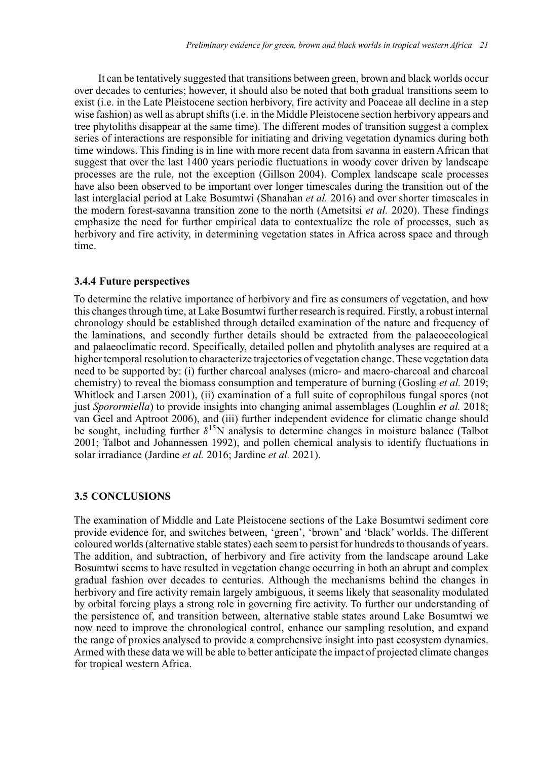It can be tentatively suggested that transitions between green, brown and black worlds occur over decades to centuries; however, it should also be noted that both gradual transitions seem to exist (i.e. in the Late Pleistocene section herbivory, fire activity and Poaceae all decline in a step wise fashion) as well as abrupt shifts (i.e. in the Middle Pleistocene section herbivory appears and tree phytoliths disappear at the same time). The different modes of transition suggest a complex series of interactions are responsible for initiating and driving vegetation dynamics during both time windows. This finding is in line with more recent data from savanna in eastern African that suggest that over the last 1400 years periodic fluctuations in woody cover driven by landscape processes are the rule, not the exception (Gillson 2004). Complex landscape scale processes have also been observed to be important over longer timescales during the transition out of the last interglacial period at Lake Bosumtwi (Shanahan *et al.* 2016) and over shorter timescales in the modern forest-savanna transition zone to the north (Ametsitsi *et al.* 2020). These findings emphasize the need for further empirical data to contextualize the role of processes, such as herbivory and fire activity, in determining vegetation states in Africa across space and through time.

### 3.4.4 Future perspectives

To determine the relative importance of herbivory and fire as consumers of vegetation, and how this changes through time, at Lake Bosumtwi further research is required. Firstly, a robust internal chronology should be established through detailed examination of the nature and frequency of the laminations, and secondly further details should be extracted from the palaeoecological and palaeoclimatic record. Specifically, detailed pollen and phytolith analyses are required at a higher temporal resolution to characterize trajectories of vegetation change. These vegetation data need to be supported by: (i) further charcoal analyses (micro- and macro-charcoal and charcoal chemistry) to reveal the biomass consumption and temperature of burning (Gosling *et al.* 2019; Whitlock and Larsen 2001), (ii) examination of a full suite of coprophilous fungal spores (not just *Sporormiella*) to provide insights into changing animal assemblages (Loughlin *et al.* 2018; van Geel and Aptroot 2006), and (iii) further independent evidence for climatic change should be sought, including further $\delta^{15}N$ analysis to determine changes in moisture balance (Talbot 2001; Talbot and Johannessen 1992), and pollen chemical analysis to identify fluctuations in solar irradiance (Jardine *et al.* 2016; Jardine *et al.* 2021).

## 3.5 CONCLUSIONS

The examination of Middle and Late Pleistocene sections of the Lake Bosumtwi sediment core provide evidence for, and switches between, 'green', 'brown' and 'black' worlds. The different coloured worlds (alternative stable states) each seem to persist for hundreds to thousands of years. The addition, and subtraction, of herbivory and fire activity from the landscape around Lake Bosumtwi seems to have resulted in vegetation change occurring in both an abrupt and complex gradual fashion over decades to centuries. Although the mechanisms behind the changes in herbivory and fire activity remain largely ambiguous, it seems likely that seasonality modulated by orbital forcing plays a strong role in governing fire activity. To further our understanding of the persistence of, and transition between, alternative stable states around Lake Bosumtwi we now need to improve the chronological control, enhance our sampling resolution, and expand the range of proxies analysed to provide a comprehensive insight into past ecosystem dynamics. Armed with these data we will be able to better anticipate the impact of projected climate changes for tropical western Africa.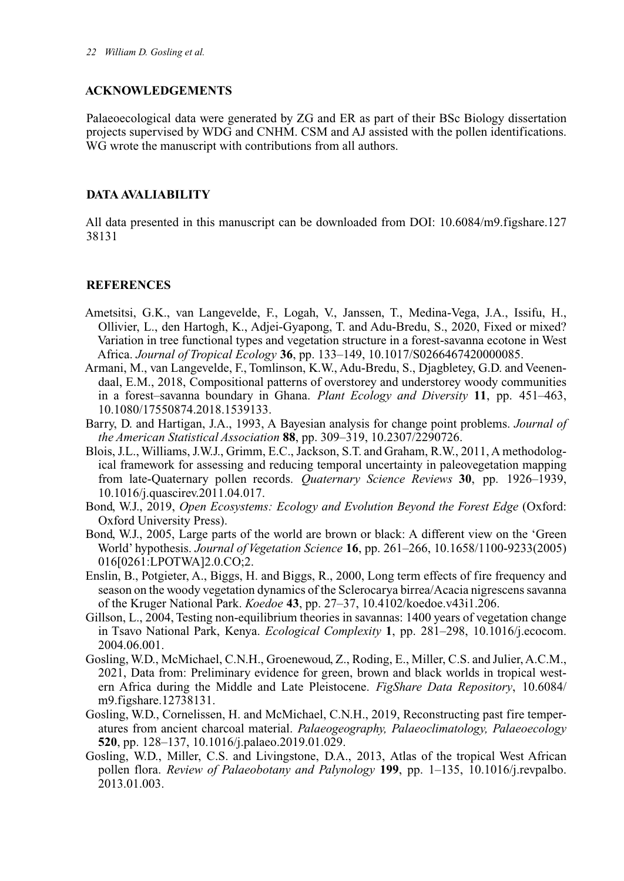## ACKNOWLEDGEMENTS

Palaeoecological data were generated by ZG and ER as part of their BSc Biology dissertation projects supervised by WDG and CNHM. CSM and AJ assisted with the pollen identifications. WG wrote the manuscript with contributions from all authors.

## DATA AVALIABILITY

All data presented in this manuscript can be downloaded from DOI: 10.6084/m9.figshare.12738131

## REFERENCES

Ametsitsi, G.K., van Langevelde, F., Logah, V., Janssen, T., Medina-Vega, J.A., Issifu, H., Ollivier, L., den Hartogh, K., Adjei-Gyapong, T. and Adu-Bredu, S., 2020, Fixed or mixed? Variation in tree functional types and vegetation structure in a forest-savanna ecotone in West Africa. *Journal of Tropical Ecology* **36**, pp. 133–149, 10.1017/S0266467420000085.

Armani, M., van Langevelde, F., Tomlinson, K.W., Adu-Bredu, S., Djagbletey, G.D. and Veenendaal, E.M., 2018, Compositional patterns of overstorey and understorey woody communities in a forest–savanna boundary in Ghana. *Plant Ecology and Diversity* **11**, pp. 451–463, 10.1080/17550874.2018.1539133.

Barry, D. and Hartigan, J.A., 1993, A Bayesian analysis for change point problems. *Journal of the American Statistical Association* **88**, pp. 309–319, 10.2307/2290726.

Blois, J.L., Williams, J.W.J., Grimm, E.C., Jackson, S.T. and Graham, R.W., 2011, A methodological framework for assessing and reducing temporal uncertainty in paleovegetation mapping from late-Quaternary pollen records. *Quaternary Science Reviews* **30**, pp. 1926–1939, 10.1016/j.quascirev.2011.04.017.

Bond, W.J., 2019, *Open Ecosystems: Ecology and Evolution Beyond the Forest Edge* (Oxford: Oxford University Press).

Bond, W.J., 2005, Large parts of the world are brown or black: A different view on the 'Green World' hypothesis. *Journal of Vegetation Science* **16**, pp. 261–266, 10.1658/1100-9233(2005)016[0261:LPOTWA]2.0.CO;2.

Enslin, B., Potgieter, A., Biggs, H. and Biggs, R., 2000, Long term effects of fire frequency and season on the woody vegetation dynamics of the Sclerocarya birrea/Acacia nigrescens savanna of the Kruger National Park. *Koedoe* **43**, pp. 27–37, 10.4102/koedoe.v43i1.206.

Gillson, L., 2004, Testing non-equilibrium theories in savannas: 1400 years of vegetation change in Tsavo National Park, Kenya. *Ecological Complexity* **1**, pp. 281–298, 10.1016/j.ecocom.2004.06.001.

Gosling, W.D., McMichael, C.N.H., Groenewoud, Z., Roding, E., Miller, C.S. and Julier, A.C.M., 2021, Data from: Preliminary evidence for green, brown and black worlds in tropical western Africa during the Middle and Late Pleistocene. *FigShare Data Repository*, 10.6084/m9.figshare.12738131.

Gosling, W.D., Cornelissen, H. and McMichael, C.N.H., 2019, Reconstructing past fire temperatures from ancient charcoal material. *Palaeogeography, Palaeoclimatology, Palaeoecology* **520**, pp. 128–137, 10.1016/j.palaeo.2019.01.029.

Gosling, W.D., Miller, C.S. and Livingstone, D.A., 2013, Atlas of the tropical West African pollen flora. *Review of Palaeobotany and Palynology* **199**, pp. 1–135, 10.1016/j.revpalbo.2013.01.003.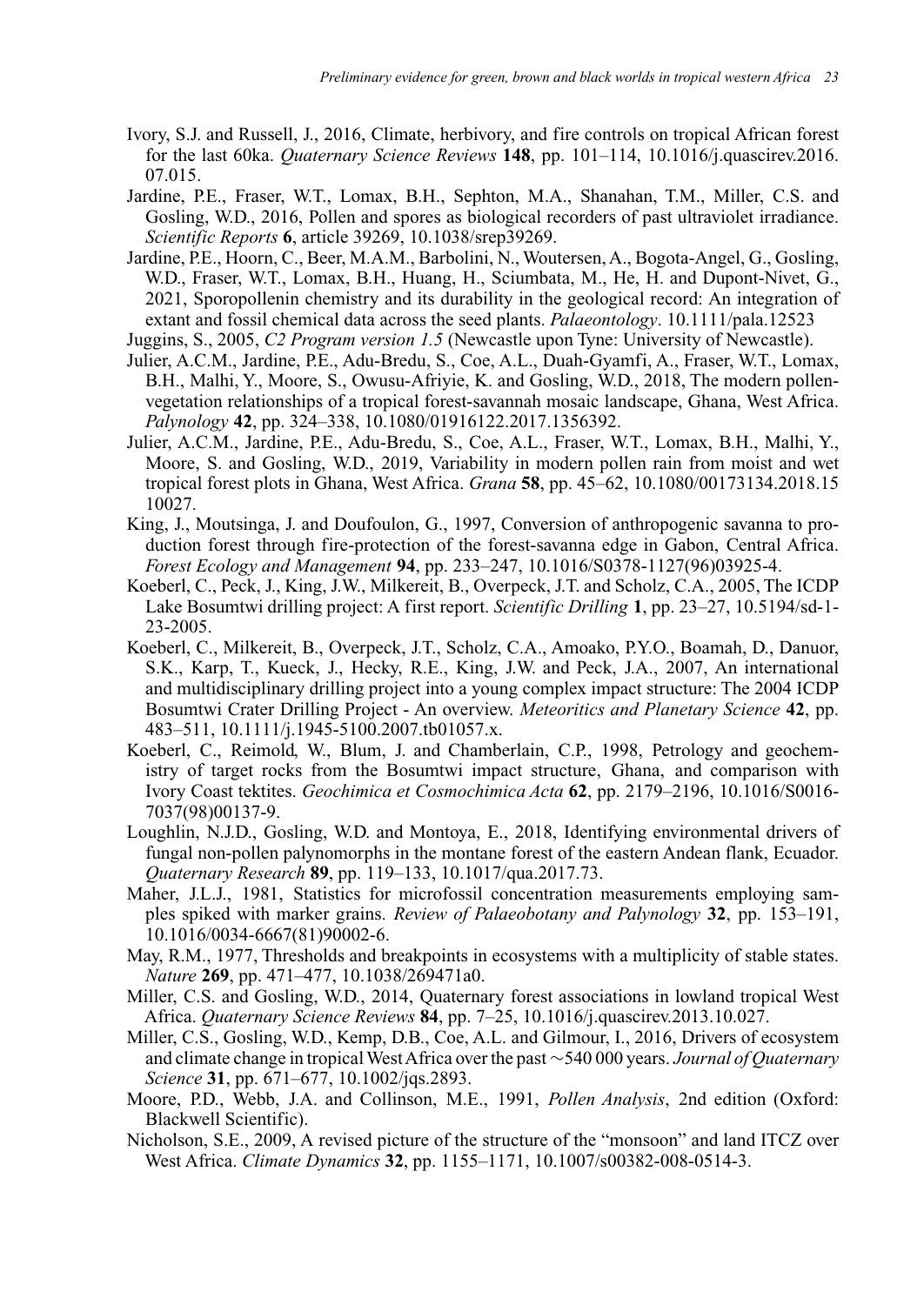Ivory, S.J. and Russell, J., 2016, Climate, herbivory, and fire controls on tropical African forest for the last 60ka. *Quaternary Science Reviews* **148**, pp. 101–114, 10.1016/j.quascirev.2016.07.015.

Jardine, P.E., Fraser, W.T., Lomax, B.H., Sephton, M.A., Shanahan, T.M., Miller, C.S. and Gosling, W.D., 2016, Pollen and spores as biological recorders of past ultraviolet irradiance. *Scientific Reports* **6**, article 39269, 10.1038/srep39269.

Jardine, P.E., Hoorn, C., Beer, M.A.M., Barbolini, N., Woutersen, A., Bogota-Angel, G., Gosling, W.D., Fraser, W.T., Lomax, B.H., Huang, H., Sciumbata, M., He, H. and Dupont-Nivet, G., 2021, Sporopollenin chemistry and its durability in the geological record: An integration of extant and fossil chemical data across the seed plants. *Palaeontology*. 10.1111/pala.12523

Juggins, S., 2005, *C2 Program version 1.5* (Newcastle upon Tyne: University of Newcastle).

Julier, A.C.M., Jardine, P.E., Adu-Bredu, S., Coe, A.L., Duah-Gyamfi, A., Fraser, W.T., Lomax, B.H., Malhi, Y., Moore, S., Owusu-Afriyie, K. and Gosling, W.D., 2018, The modern pollen-vegetation relationships of a tropical forest-savannah mosaic landscape, Ghana, West Africa. *Palynology* **42**, pp. 324–338, 10.1080/01916122.2017.1356392.

Julier, A.C.M., Jardine, P.E., Adu-Bredu, S., Coe, A.L., Fraser, W.T., Lomax, B.H., Malhi, Y., Moore, S. and Gosling, W.D., 2019, Variability in modern pollen rain from moist and wet tropical forest plots in Ghana, West Africa. *Grana* **58**, pp. 45–62, 10.1080/00173134.2018.1510027.

King, J., Moutsinga, J. and Doufoulon, G., 1997, Conversion of anthropogenic savanna to production forest through fire-protection of the forest-savanna edge in Gabon, Central Africa. *Forest Ecology and Management* **94**, pp. 233–247, 10.1016/S0378-1127(96)03925-4.

Koeberl, C., Peck, J., King, J.W., Milkereit, B., Overpeck, J.T. and Scholz, C.A., 2005, The ICDP Lake Bosumtwi drilling project: A first report. *Scientific Drilling* **1**, pp. 23–27, 10.5194/sd-1-23-2005.

Koeberl, C., Milkereit, B., Overpeck, J.T., Scholz, C.A., Amoako, P.Y.O., Boamah, D., Danuor, S.K., Karp, T., Kueck, J., Hecky, R.E., King, J.W. and Peck, J.A., 2007, An international and multidisciplinary drilling project into a young complex impact structure: The 2004 ICDP Bosumtwi Crater Drilling Project - An overview. *Meteoritics and Planetary Science* **42**, pp. 483–511, 10.1111/j.1945-5100.2007.tb01057.x.

Koeberl, C., Reimold, W., Blum, J. and Chamberlain, C.P., 1998, Petrology and geochemistry of target rocks from the Bosumtwi impact structure, Ghana, and comparison with Ivory Coast tektites. *Geochimica et Cosmochimica Acta* **62**, pp. 2179–2196, 10.1016/S0016-7037(98)00137-9.

Loughlin, N.J.D., Gosling, W.D. and Montoya, E., 2018, Identifying environmental drivers of fungal non-pollen palynomorphs in the montane forest of the eastern Andean flank, Ecuador. *Quaternary Research* **89**, pp. 119–133, 10.1017/qua.2017.73.

Maher, J.L.J., 1981, Statistics for microfossil concentration measurements employing samples spiked with marker grains. *Review of Palaeobotany and Palynology* **32**, pp. 153–191, 10.1016/0034-6667(81)90002-6.

May, R.M., 1977, Thresholds and breakpoints in ecosystems with a multiplicity of stable states. *Nature* **269**, pp. 471–477, 10.1038/269471a0.

Miller, C.S. and Gosling, W.D., 2014, Quaternary forest associations in lowland tropical West Africa. *Quaternary Science Reviews* **84**, pp. 7–25, 10.1016/j.quascirev.2013.10.027.

Miller, C.S., Gosling, W.D., Kemp, D.B., Coe, A.L. and Gilmour, I., 2016, Drivers of ecosystem and climate change in tropical West Africa over the past ~540 000 years. *Journal of Quaternary Science* **31**, pp. 671–677, 10.1002/jqs.2893.

Moore, P.D., Webb, J.A. and Collinson, M.E., 1991, *Pollen Analysis*, 2nd edition (Oxford: Blackwell Scientific).

Nicholson, S.E., 2009, A revised picture of the structure of the "monsoon" and land ITCZ over West Africa. *Climate Dynamics* **32**, pp. 1155–1171, 10.1007/s00382-008-0514-3.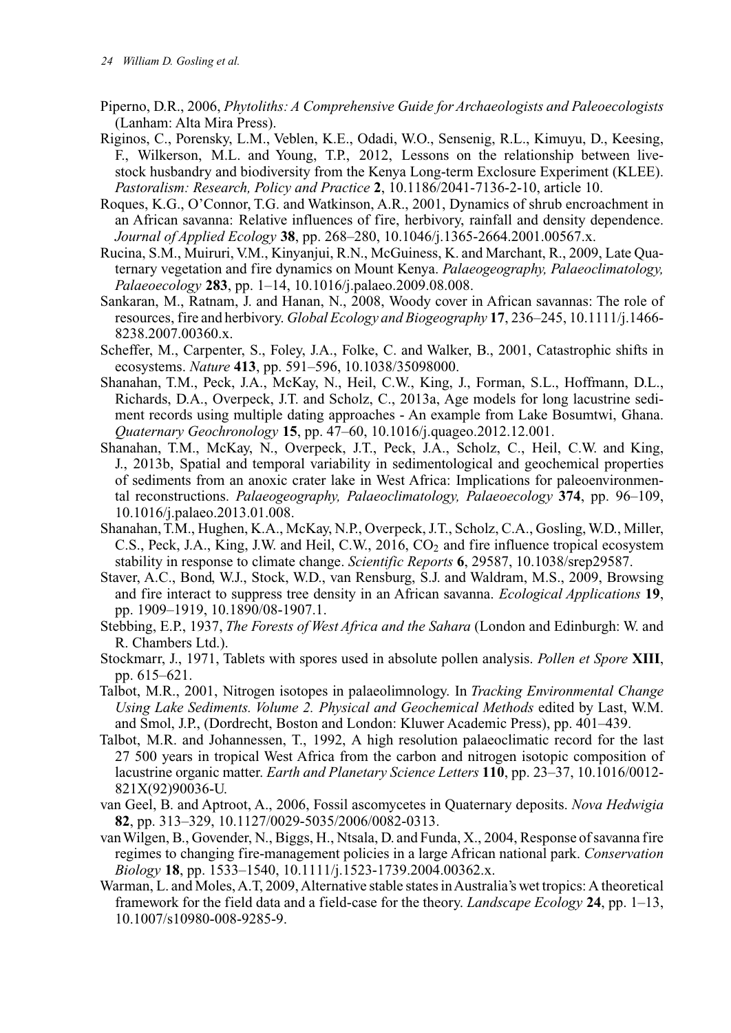Piperno, D.R., 2006, *Phytoliths: A Comprehensive Guide for Archaeologists and Paleoecologists* (Lanham: Alta Mira Press).

Riginos, C., Porensky, L.M., Veblen, K.E., Odadi, W.O., Sensenig, R.L., Kimuyu, D., Keesing, F., Wilkerson, M.L. and Young, T.P., 2012, Lessons on the relationship between livestock husbandry and biodiversity from the Kenya Long-term Exclosure Experiment (KLEE). *Pastoralism: Research, Policy and Practice* **2**, 10.1186/2041-7136-2-10, article 10.

Roques, K.G., O'Connor, T.G. and Watkinson, A.R., 2001, Dynamics of shrub encroachment in an African savanna: Relative influences of fire, herbivory, rainfall and density dependence. *Journal of Applied Ecology* **38**, pp. 268–280, 10.1046/j.1365-2664.2001.00567.x.

Rucina, S.M., Muiruri, V.M., Kinyanjui, R.N., McGuiness, K. and Marchant, R., 2009, Late Quaternary vegetation and fire dynamics on Mount Kenya. *Palaeogeography, Palaeoclimatology, Palaeoecology* **283**, pp. 1–14, 10.1016/j.palaeo.2009.08.008.

Sankaran, M., Ratnam, J. and Hanan, N., 2008, Woody cover in African savannas: The role of resources, fire and herbivory. *Global Ecology and Biogeography* **17**, 236–245, 10.1111/j.1466-8238.2007.00360.x.

Scheffer, M., Carpenter, S., Foley, J.A., Folke, C. and Walker, B., 2001, Catastrophic shifts in ecosystems. *Nature* **413**, pp. 591–596, 10.1038/35098000.

Shanahan, T.M., Peck, J.A., McKay, N., Heil, C.W., King, J., Forman, S.L., Hoffmann, D.L., Richards, D.A., Overpeck, J.T. and Scholz, C., 2013a, Age models for long lacustrine sediment records using multiple dating approaches - An example from Lake Bosumtwi, Ghana. *Quaternary Geochronology* **15**, pp. 47–60, 10.1016/j.quageo.2012.12.001.

Shanahan, T.M., McKay, N., Overpeck, J.T., Peck, J.A., Scholz, C., Heil, C.W. and King, J., 2013b, Spatial and temporal variability in sedimentological and geochemical properties of sediments from an anoxic crater lake in West Africa: Implications for paleoenvironmental reconstructions. *Palaeogeography, Palaeoclimatology, Palaeoecology* **374**, pp. 96–109, 10.1016/j.palaeo.2013.01.008.

Shanahan, T.M., Hughen, K.A., McKay, N.P., Overpeck, J.T., Scholz, C.A., Gosling, W.D., Miller, C.S., Peck, J.A., King, J.W. and Heil, C.W., 2016, $CO_2$ and fire influence tropical ecosystem stability in response to climate change. *Scientific Reports* **6**, 29587, 10.1038/srep29587.

Staver, A.C., Bond, W.J., Stock, W.D., van Rensburg, S.J. and Waldram, M.S., 2009, Browsing and fire interact to suppress tree density in an African savanna. *Ecological Applications* **19**, pp. 1909–1919, 10.1890/08-1907.1.

Stebbing, E.P., 1937, *The Forests of West Africa and the Sahara* (London and Edinburgh: W. and R. Chambers Ltd.).

Stockmarr, J., 1971, Tablets with spores used in absolute pollen analysis. *Pollen et Spore* **XIII**, pp. 615–621.

Talbot, M.R., 2001, Nitrogen isotopes in palaeolimnology. In *Tracking Environmental Change Using Lake Sediments. Volume 2. Physical and Geochemical Methods* edited by Last, W.M. and Smol, J.P., (Dordrecht, Boston and London: Kluwer Academic Press), pp. 401–439.

Talbot, M.R. and Johannessen, T., 1992, A high resolution palaeoclimatic record for the last 27 500 years in tropical West Africa from the carbon and nitrogen isotopic composition of lacustrine organic matter. *Earth and Planetary Science Letters* **110**, pp. 23–37, 10.1016/0012-821X(92)90036-U.

van Geel, B. and Aptroot, A., 2006, Fossil ascomycetes in Quaternary deposits. *Nova Hedwigia* **82**, pp. 313–329, 10.1127/0029-5035/2006/0082-0313.

van Wilgen, B., Govender, N., Biggs, H., Ntsala, D. and Funda, X., 2004, Response of savanna fire regimes to changing fire-management policies in a large African national park. *Conservation Biology* **18**, pp. 1533–1540, 10.1111/j.1523-1739.2004.00362.x.

Warman, L. and Moles, A.T, 2009, Alternative stable states in Australia's wet tropics: A theoretical framework for the field data and a field-case for the theory. *Landscape Ecology* **24**, pp. 1–13, 10.1007/s10980-008-9285-9.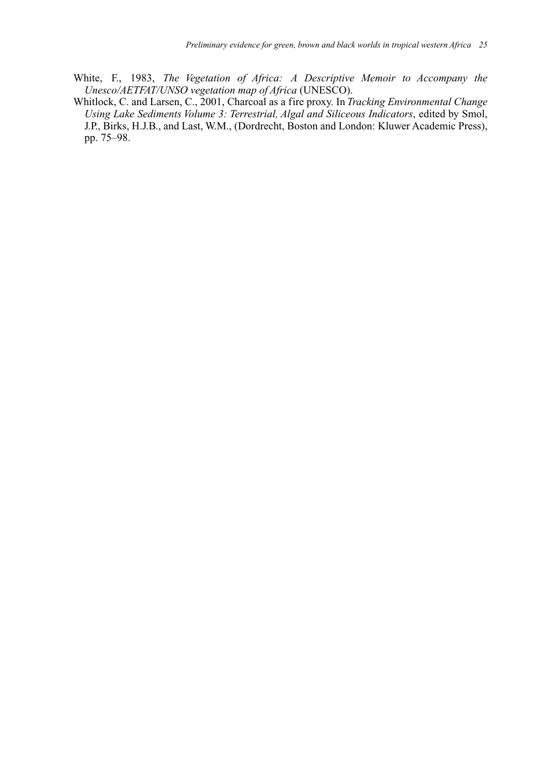White, F., 1983, *The Vegetation of Africa: A Descriptive Memoir to Accompany the Unesco/AETFAT/UNSO vegetation map of Africa* (UNESCO).

Whitlock, C. and Larsen, C., 2001, Charcoal as a fire proxy. In *Tracking Environmental Change Using Lake Sediments Volume 3: Terrestrial, Algal and Siliceous Indicators*, edited by Smol, J.P., Birks, H.J.B., and Last, W.M., (Dordrecht, Boston and London: Kluwer Academic Press), pp. 75–98.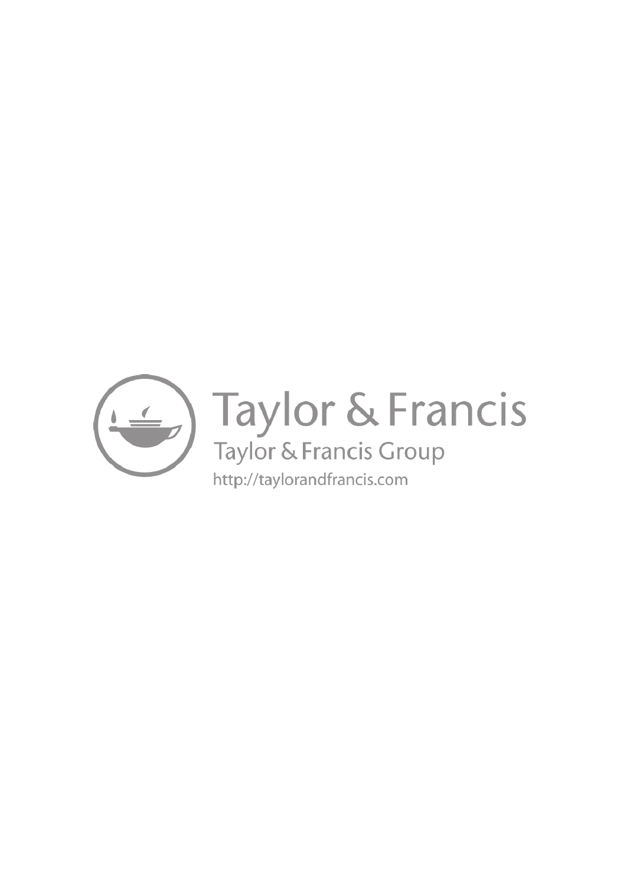Taylor & Francis

Taylor & Francis Group

http://taylorandfrancis.com